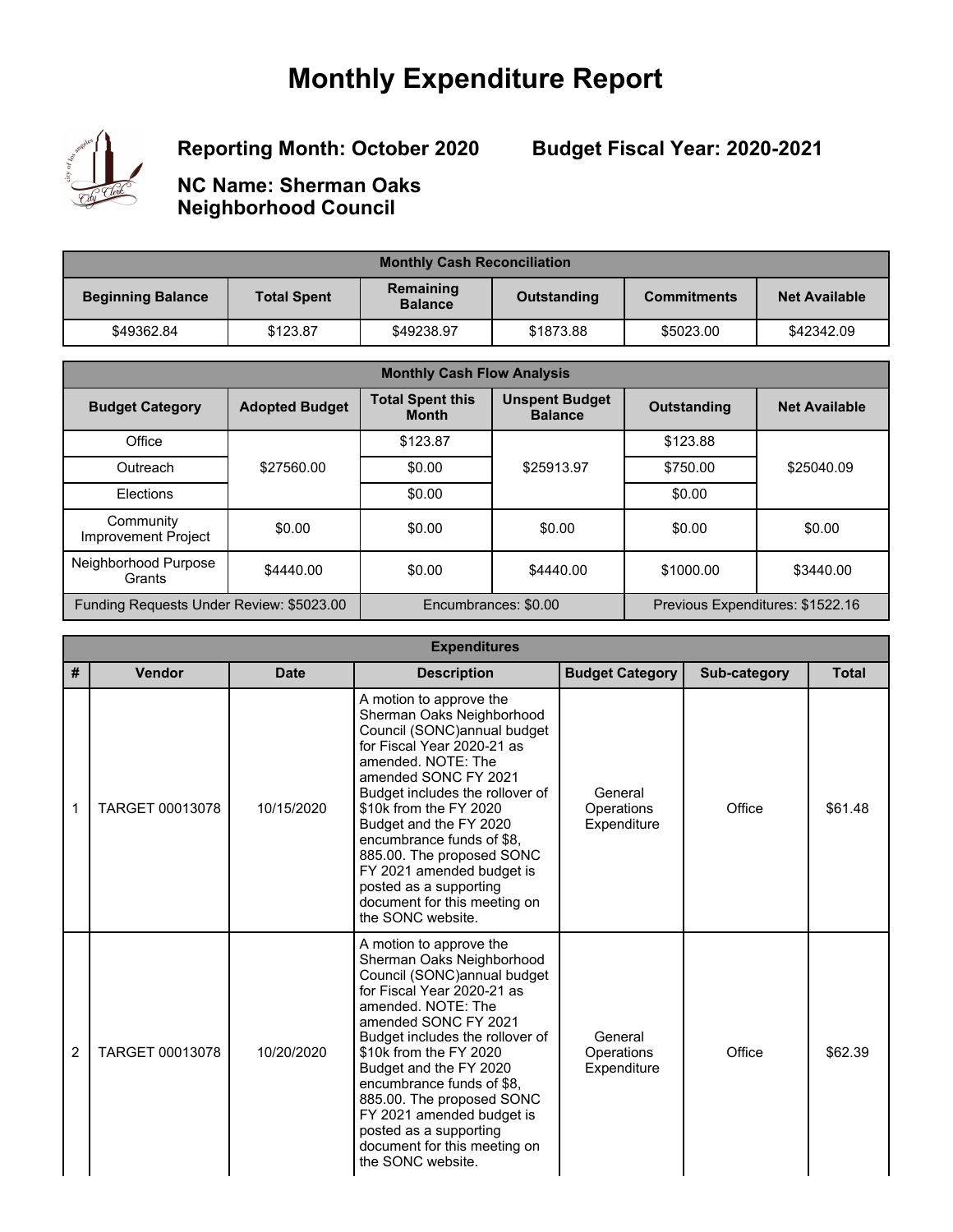# Monthly Expenditure Report

**Reporting Month: October 2020** **Budget Fiscal Year: 2020-2021**

**NC Name: Sherman Oaks Neighborhood Council**

| Monthly Cash Reconciliation | | | | | |
|---|---|---|---|---|---|
| **Beginning Balance** | **Total Spent** | **Remaining Balance** | **Outstanding** | **Commitments** | **Net Available** |
| $49362.84 | $123.87 | $49238.97 | $1873.88 | $5023.00 | $42342.09 |

| Monthly Cash Flow Analysis | | | | | |
|---|---|---|---|---|---|
| **Budget Category** | **Adopted Budget** | **Total Spent this Month** | **Unspent Budget Balance** | **Outstanding** | **Net Available** |
| Office | $27560.00 | $123.87 | $25913.97 | $123.88 | $25040.09 |
| Outreach | | $0.00 | | $750.00 | |
| Elections | | $0.00 | | $0.00 | |
| Community Improvement Project | $0.00 | $0.00 | $0.00 | $0.00 | $0.00 |
| Neighborhood Purpose Grants | $4440.00 | $0.00 | $4440.00 | $1000.00 | $3440.00 |
| Funding Requests Under Review: $5023.00 | | Encumbrances: $0.00 | | Previous Expenditures: $1522.16 | |

| Expenditures | | | | | | |
|---|---|---|---|---|---|---|
| **#** | **Vendor** | **Date** | **Description** | **Budget Category** | **Sub-category** | **Total** |
| 1 | TARGET 00013078 | 10/15/2020 | A motion to approve the Sherman Oaks Neighborhood Council (SONC)annual budget for Fiscal Year 2020-21 as amended. NOTE: The amended SONC FY 2021 Budget includes the rollover of $10k from the FY 2020 Budget and the FY 2020 encumbrance funds of $8, 885.00. The proposed SONC FY 2021 amended budget is posted as a supporting document for this meeting on the SONC website. | General Operations Expenditure | Office | $61.48 |
| 2 | TARGET 00013078 | 10/20/2020 | A motion to approve the Sherman Oaks Neighborhood Council (SONC)annual budget for Fiscal Year 2020-21 as amended. NOTE: The amended SONC FY 2021 Budget includes the rollover of $10k from the FY 2020 Budget and the FY 2020 encumbrance funds of $8, 885.00. The proposed SONC FY 2021 amended budget is posted as a supporting document for this meeting on the SONC website. | General Operations Expenditure | Office | $62.39 |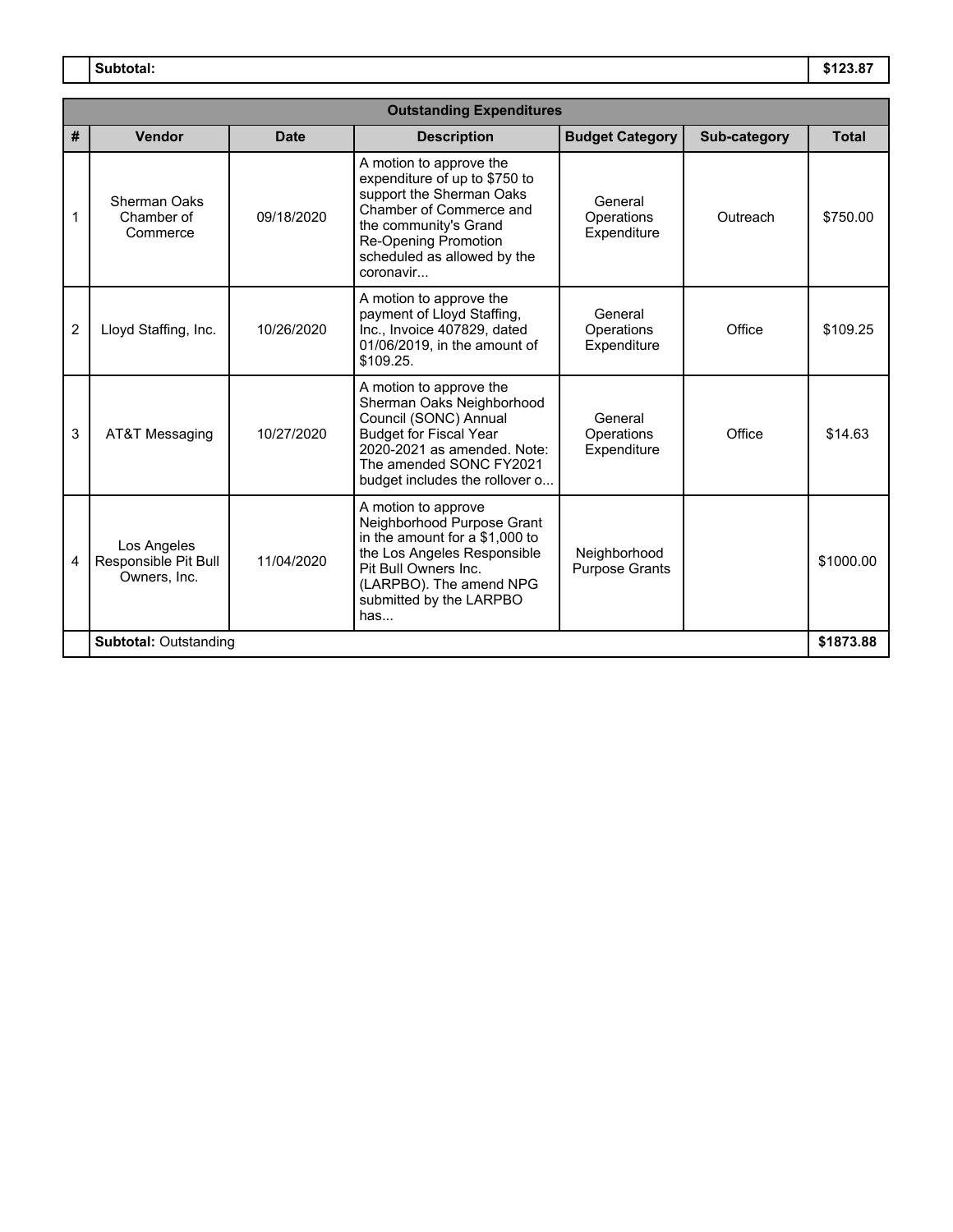| | **Subtotal:** | **$123.87** |
|---|---|---|

| **Outstanding Expenditures** | | | | | | |
|---|---|---|---|---|---|---|
| **#** | **Vendor** | **Date** | **Description** | **Budget Category** | **Sub-category** | **Total** |
| 1 | Sherman Oaks Chamber of Commerce | 09/18/2020 | A motion to approve the expenditure of up to $750 to support the Sherman Oaks Chamber of Commerce and the community's Grand Re-Opening Promotion scheduled as allowed by the coronavir... | General Operations Expenditure | Outreach | $750.00 |
| 2 | Lloyd Staffing, Inc. | 10/26/2020 | A motion to approve the payment of Lloyd Staffing, Inc., Invoice 407829, dated 01/06/2019, in the amount of $109.25. | General Operations Expenditure | Office | $109.25 |
| 3 | AT&T Messaging | 10/27/2020 | A motion to approve the Sherman Oaks Neighborhood Council (SONC) Annual Budget for Fiscal Year 2020-2021 as amended. Note: The amended SONC FY2021 budget includes the rollover o... | General Operations Expenditure | Office | $14.63 |
| 4 | Los Angeles Responsible Pit Bull Owners, Inc. | 11/04/2020 | A motion to approve Neighborhood Purpose Grant in the amount for a $1,000 to the Los Angeles Responsible Pit Bull Owners Inc. (LARPBO). The amend NPG submitted by the LARPBO has... | Neighborhood Purpose Grants | | $1000.00 |
| | **Subtotal:** Outstanding | | | | | **$1873.88** |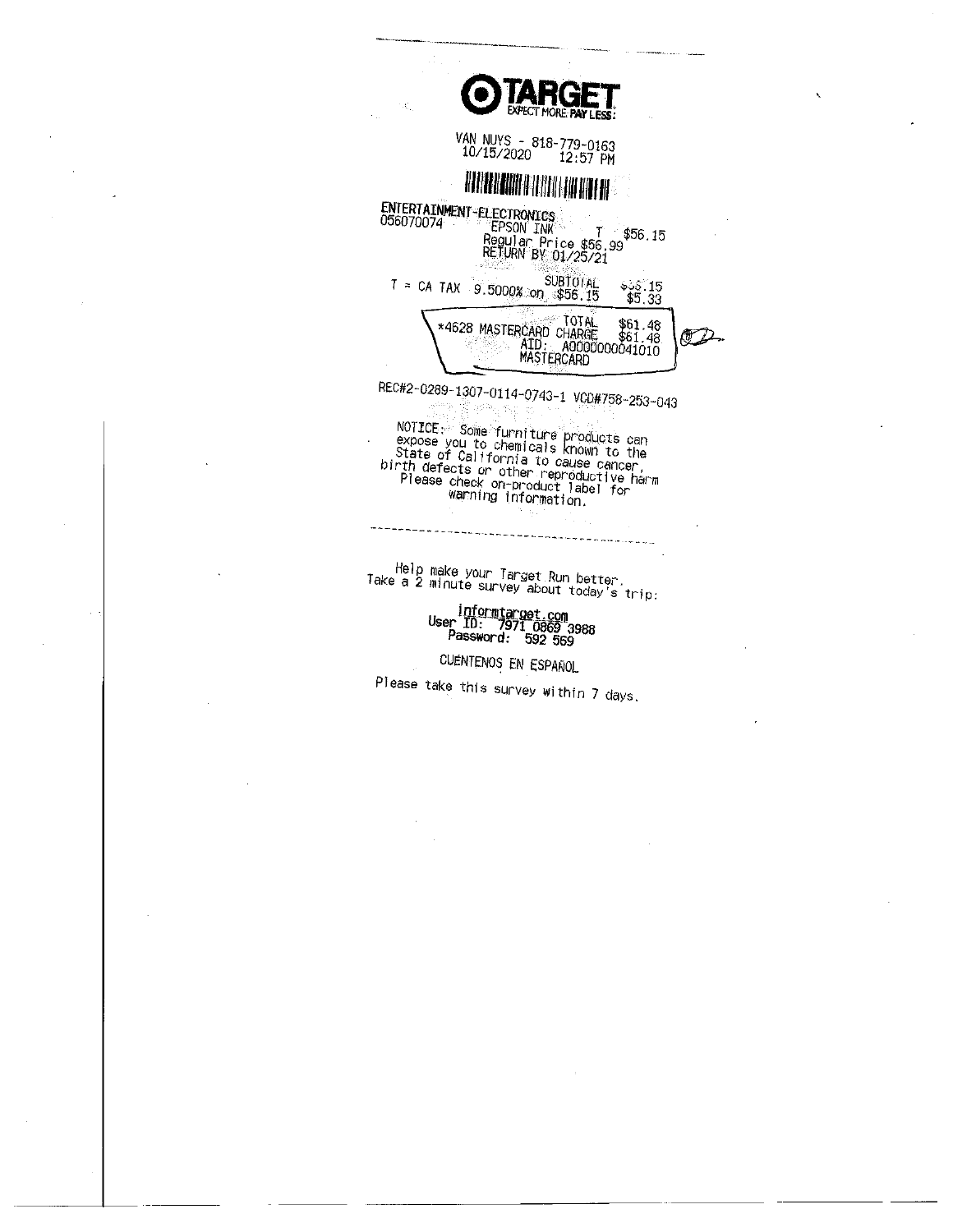# TARGET

EXPECT MORE. PAY LESS.

VAN NUYS - 818-779-0163
10/15/2020 12:57 PM

ENTERTAINMENT-ELECTRONICS
056070074 EPSON INK T $56.15
Regular Price $56.99
RETURN BY 01/25/21

SUBTOTAL $56.15
T = CA TAX 9.5000% on $56.15 $5.33

TOTAL $61.48
*4628 MASTERCARD CHARGE $61.48
AID: A0000000041010
MASTERCARD

REC#2-0289-1307-0114-0743-1 VCD#758-253-043

NOTICE: Some furniture products can expose you to chemicals known to the State of California to cause cancer, birth defects or other reproductive harm. Please check on-product label for warning information.

---

Help make your Target Run better.
Take a 2 minute survey about today's trip:

informtarget.com
User ID: 7971 0869 3988
Password: 592 569

CUENTENOS EN ESPAÑOL

Please take this survey within 7 days.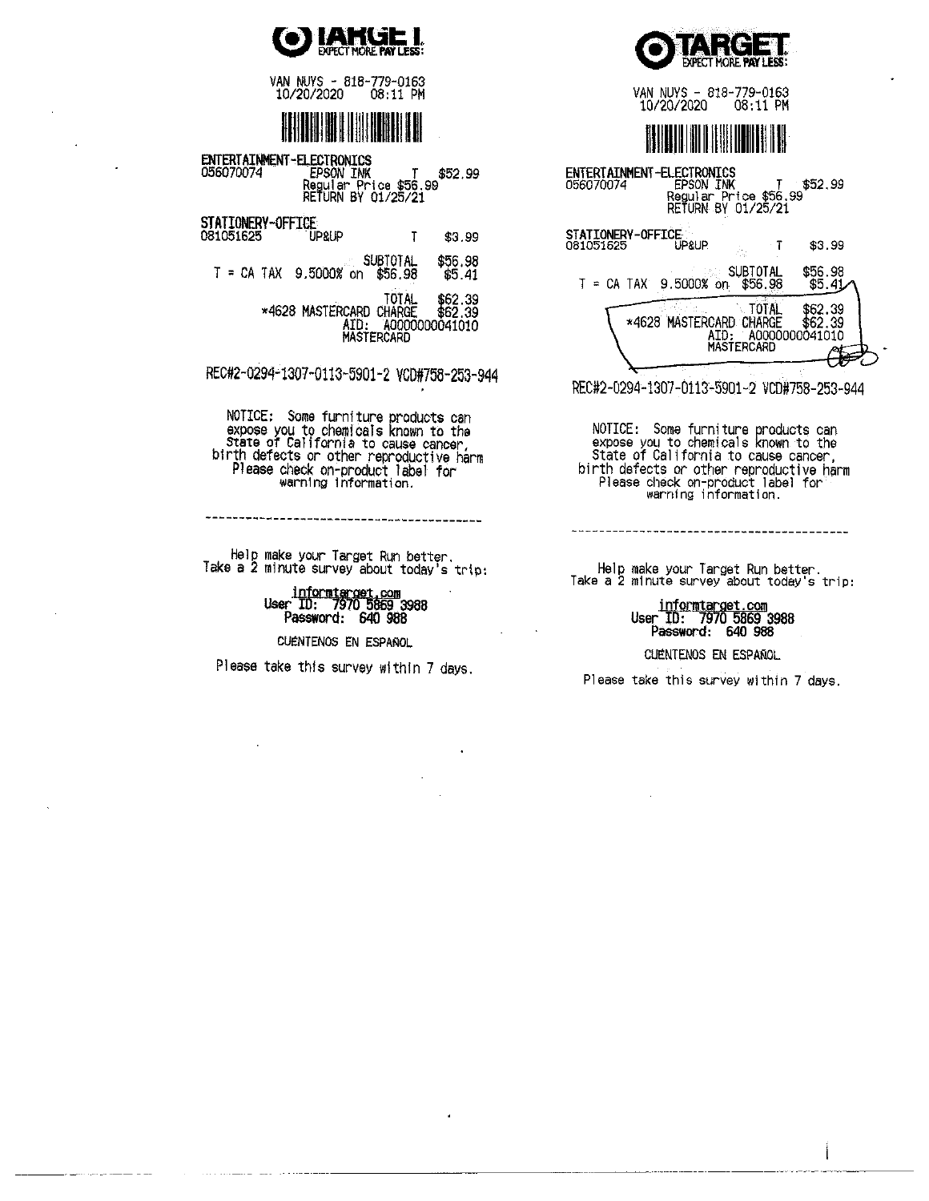TARGET
EXPECT MORE. PAY LESS.

VAN NUYS - 818-779-0163
10/20/2020 08:11 PM

ENTERTAINMENT-ELECTRONICS

| | | | |
|---|---|---|---|
| 056070074 | EPSON INK | T | $52.99 |
| | Regular Price $56.99 | | |
| | RETURN BY 01/25/21 | | |

STATIONERY-OFFICE

| | | | |
|---|---|---|---|
| 081051625 | UP&UP | T | $3.99 |
| | SUBTOTAL | | $56.98 |
| T = CA TAX 9.5000% on $56.98 | | | $5.41 |
| | TOTAL | | $62.39 |
| *4628 MASTERCARD CHARGE | | | $62.39 |
| AID: A0000000041010 | | | |
| MASTERCARD | | | |

REC#2-0294-1307-0113-5901-2 VCD#758-253-944

NOTICE: Some furniture products can expose you to chemicals known to the State of California to cause cancer, birth defects or other reproductive harm Please check on-product label for warning information.

---

Help make your Target Run better.
Take a 2 minute survey about today's trip:

informtarget.com
User ID: 7970 5869 3988
Password: 640 988

CUÉNTENOS EN ESPAÑOL

Please take this survey within 7 days.

TARGET
EXPECT MORE. PAY LESS.

VAN NUYS - 818-779-0163
10/20/2020 08:11 PM

ENTERTAINMENT-ELECTRONICS

| | | | |
|---|---|---|---|
| 056070074 | EPSON INK | T | $52.99 |
| | Regular Price $56.99 | | |
| | RETURN BY 01/25/21 | | |

STATIONERY-OFFICE

| | | | |
|---|---|---|---|
| 081051625 | UP&UP | T | $3.99 |
| | SUBTOTAL | | $56.98 |
| T = CA TAX 9.5000% on $56.98 | | | $5.41 |
| | TOTAL | | $62.39 |
| *4628 MASTERCARD CHARGE | | | $62.39 |
| AID: A0000000041010 | | | |
| MASTERCARD | | | |

REC#2-0294-1307-0113-5901-2 VCD#758-253-944

NOTICE: Some furniture products can expose you to chemicals known to the State of California to cause cancer, birth defects or other reproductive harm Please check on-product label for warning information.

---

Help make your Target Run better.
Take a 2 minute survey about today's trip:

informtarget.com
User ID: 7970 5869 3988
Password: 640 988

CUÉNTENOS EN ESPAÑOL

Please take this survey within 7 days.